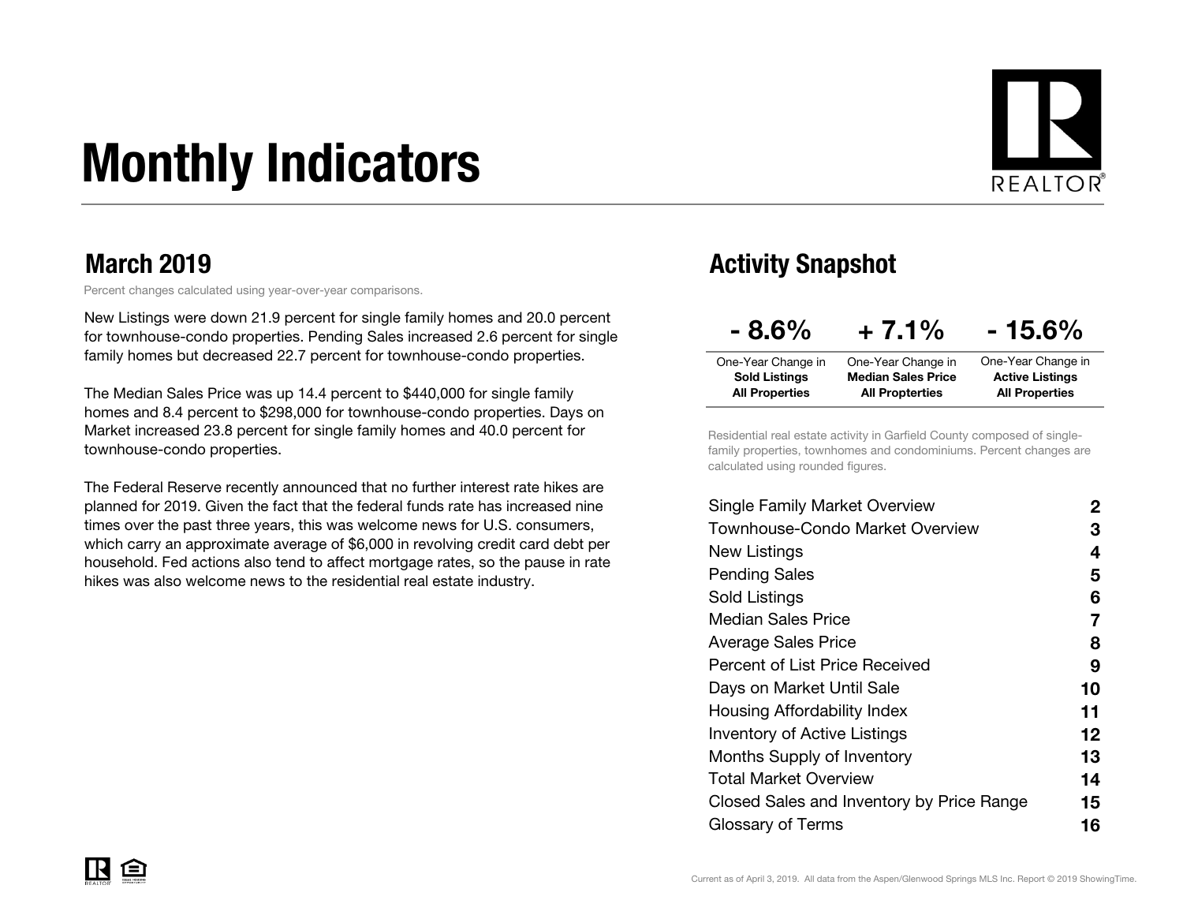# Monthly Indicators

## March 2019

Percent changes calculated using year-over-year comparisons.

New Listings were down 21.9 percent for single family homes and 20.0 percent for townhouse-condo properties. Pending Sales increased 2.6 percent for single family homes but decreased 22.7 percent for townhouse-condo properties.

The Median Sales Price was up 14.4 percent to $440,000 for single family homes and 8.4 percent to $298,000 for townhouse-condo properties. Days on Market increased 23.8 percent for single family homes and 40.0 percent for townhouse-condo properties.

The Federal Reserve recently announced that no further interest rate hikes are planned for 2019. Given the fact that the federal funds rate has increased nine times over the past three years, this was welcome news for U.S. consumers, which carry an approximate average of $6,000 in revolving credit card debt per household. Fed actions also tend to affect mortgage rates, so the pause in rate hikes was also welcome news to the residential real estate industry.

## Activity Snapshot

| - 8.6% | + 7.1% | - 15.6% |
|---|---|---|
| One-Year Change in **Sold Listings All Properties** | One-Year Change in **Median Sales Price All Propterties** | One-Year Change in **Active Listings All Properties** |

Residential real estate activity in Garfield County composed of single-family properties, townhomes and condominiums. Percent changes are calculated using rounded figures.

| | |
|---|---|
| Single Family Market Overview | 2 |
| Townhouse-Condo Market Overview | 3 |
| New Listings | 4 |
| Pending Sales | 5 |
| Sold Listings | 6 |
| Median Sales Price | 7 |
| Average Sales Price | 8 |
| Percent of List Price Received | 9 |
| Days on Market Until Sale | 10 |
| Housing Affordability Index | 11 |
| Inventory of Active Listings | 12 |
| Months Supply of Inventory | 13 |
| Total Market Overview | 14 |
| Closed Sales and Inventory by Price Range | 15 |
| Glossary of Terms | 16 |

Current as of April 3, 2019. All data from the Aspen/Glenwood Springs MLS Inc. Report © 2019 ShowingTime.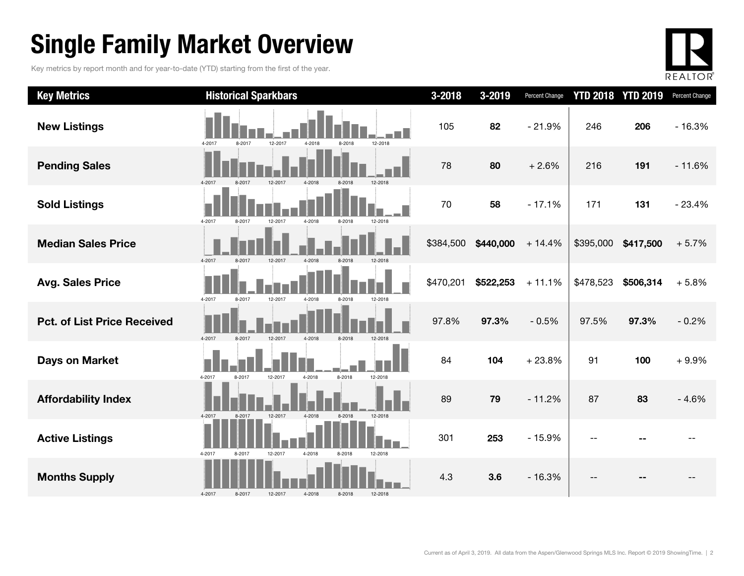# Single Family Market Overview

Key metrics by report month and for year-to-date (YTD) starting from the first of the year.

| Key Metrics | Historical Sparkbars | 3-2018 | 3-2019 | Percent Change | YTD 2018 | YTD 2019 | Percent Change |
|---|---|---|---|---|---|---|---|
| **New Listings** | 4-2017 8-2017 12-2017 4-2018 8-2018 12-2018 | 105 | **82** | - 21.9% | 246 | **206** | - 16.3% |
| **Pending Sales** | 4-2017 8-2017 12-2017 4-2018 8-2018 12-2018 | 78 | **80** | + 2.6% | 216 | **191** | - 11.6% |
| **Sold Listings** | 4-2017 8-2017 12-2017 4-2018 8-2018 12-2018 | 70 | **58** | - 17.1% | 171 | **131** | - 23.4% |
| **Median Sales Price** | 4-2017 8-2017 12-2017 4-2018 8-2018 12-2018 | $384,500 | **$440,000** | + 14.4% | $395,000 | **$417,500** | + 5.7% |
| **Avg. Sales Price** | 4-2017 8-2017 12-2017 4-2018 8-2018 12-2018 | $470,201 | **$522,253** | + 11.1% | $478,523 | **$506,314** | + 5.8% |
| **Pct. of List Price Received** | 4-2017 8-2017 12-2017 4-2018 8-2018 12-2018 | 97.8% | **97.3%** | - 0.5% | 97.5% | **97.3%** | - 0.2% |
| **Days on Market** | 4-2017 8-2017 12-2017 4-2018 8-2018 12-2018 | 84 | **104** | + 23.8% | 91 | **100** | + 9.9% |
| **Affordability Index** | 4-2017 8-2017 12-2017 4-2018 8-2018 12-2018 | 89 | **79** | - 11.2% | 87 | **83** | - 4.6% |
| **Active Listings** | 4-2017 8-2017 12-2017 4-2018 8-2018 12-2018 | 301 | **253** | - 15.9% | -- | **--** | -- |
| **Months Supply** | 4-2017 8-2017 12-2017 4-2018 8-2018 12-2018 | 4.3 | **3.6** | - 16.3% | -- | **--** | -- |

Current as of April 3, 2019. All data from the Aspen/Glenwood Springs MLS Inc. Report © 2019 ShowingTime.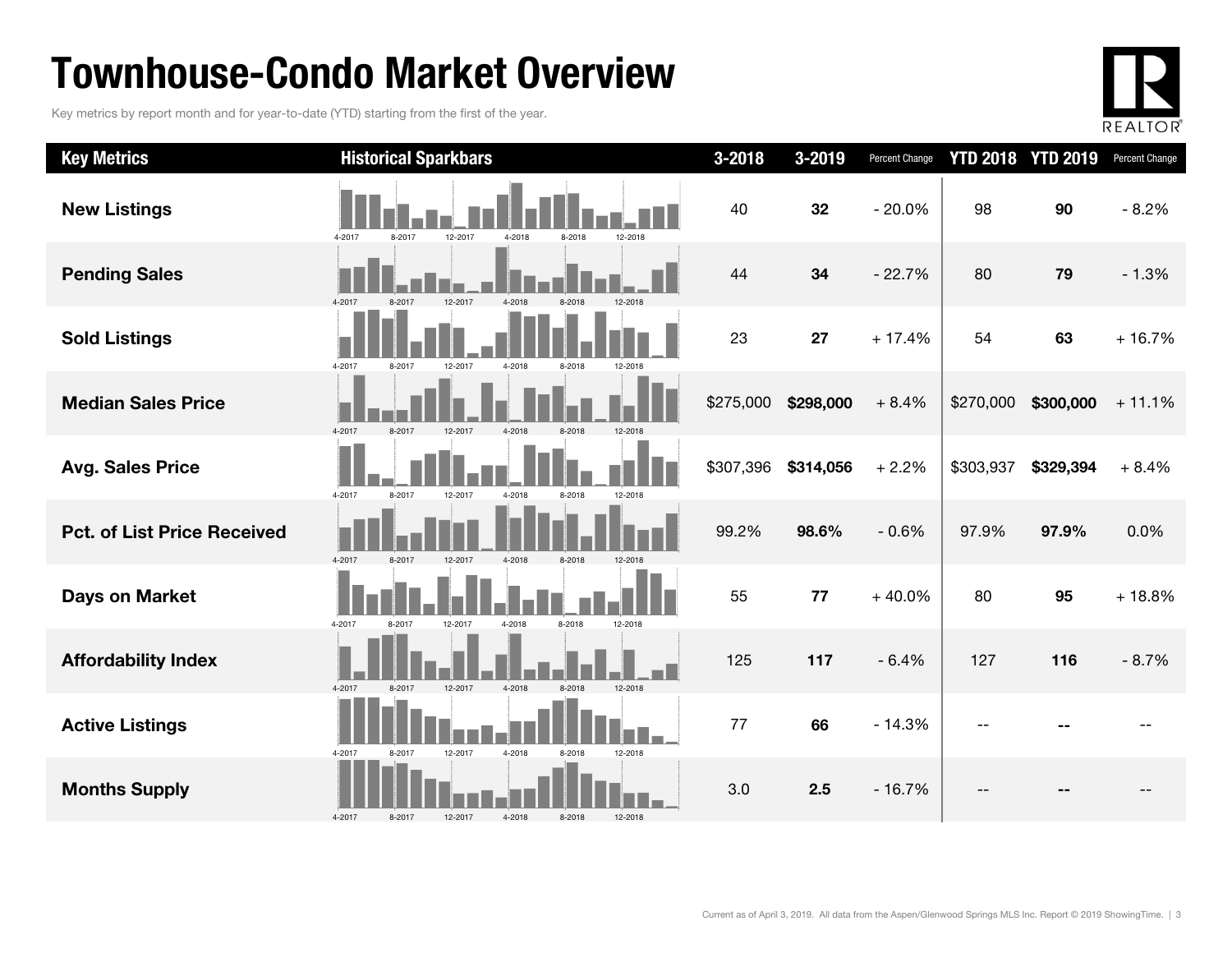# Townhouse-Condo Market Overview

Key metrics by report month and for year-to-date (YTD) starting from the first of the year.

| Key Metrics | Historical Sparkbars | 3-2018 | 3-2019 | Percent Change | YTD 2018 | YTD 2019 | Percent Change |
|---|---|---|---|---|---|---|---|
| New Listings | 4-2017 8-2017 12-2017 4-2018 8-2018 12-2018 | 40 | **32** | - 20.0% | 98 | **90** | - 8.2% |
| Pending Sales | 4-2017 8-2017 12-2017 4-2018 8-2018 12-2018 | 44 | **34** | - 22.7% | 80 | **79** | - 1.3% |
| Sold Listings | 4-2017 8-2017 12-2017 4-2018 8-2018 12-2018 | 23 | **27** | + 17.4% | 54 | **63** | + 16.7% |
| Median Sales Price | 4-2017 8-2017 12-2017 4-2018 8-2018 12-2018 | $275,000 | **$298,000** | + 8.4% | $270,000 | **$300,000** | + 11.1% |
| Avg. Sales Price | 4-2017 8-2017 12-2017 4-2018 8-2018 12-2018 | $307,396 | **$314,056** | + 2.2% | $303,937 | **$329,394** | + 8.4% |
| Pct. of List Price Received | 4-2017 8-2017 12-2017 4-2018 8-2018 12-2018 | 99.2% | **98.6%** | - 0.6% | 97.9% | **97.9%** | 0.0% |
| Days on Market | 4-2017 8-2017 12-2017 4-2018 8-2018 12-2018 | 55 | **77** | + 40.0% | 80 | **95** | + 18.8% |
| Affordability Index | 4-2017 8-2017 12-2017 4-2018 8-2018 12-2018 | 125 | **117** | - 6.4% | 127 | **116** | - 8.7% |
| Active Listings | 4-2017 8-2017 12-2017 4-2018 8-2018 12-2018 | 77 | **66** | - 14.3% | -- | **--** | -- |
| Months Supply | 4-2017 8-2017 12-2017 4-2018 8-2018 12-2018 | 3.0 | **2.5** | - 16.7% | -- | **--** | -- |

Current as of April 3, 2019. All data from the Aspen/Glenwood Springs MLS Inc. Report © 2019 ShowingTime.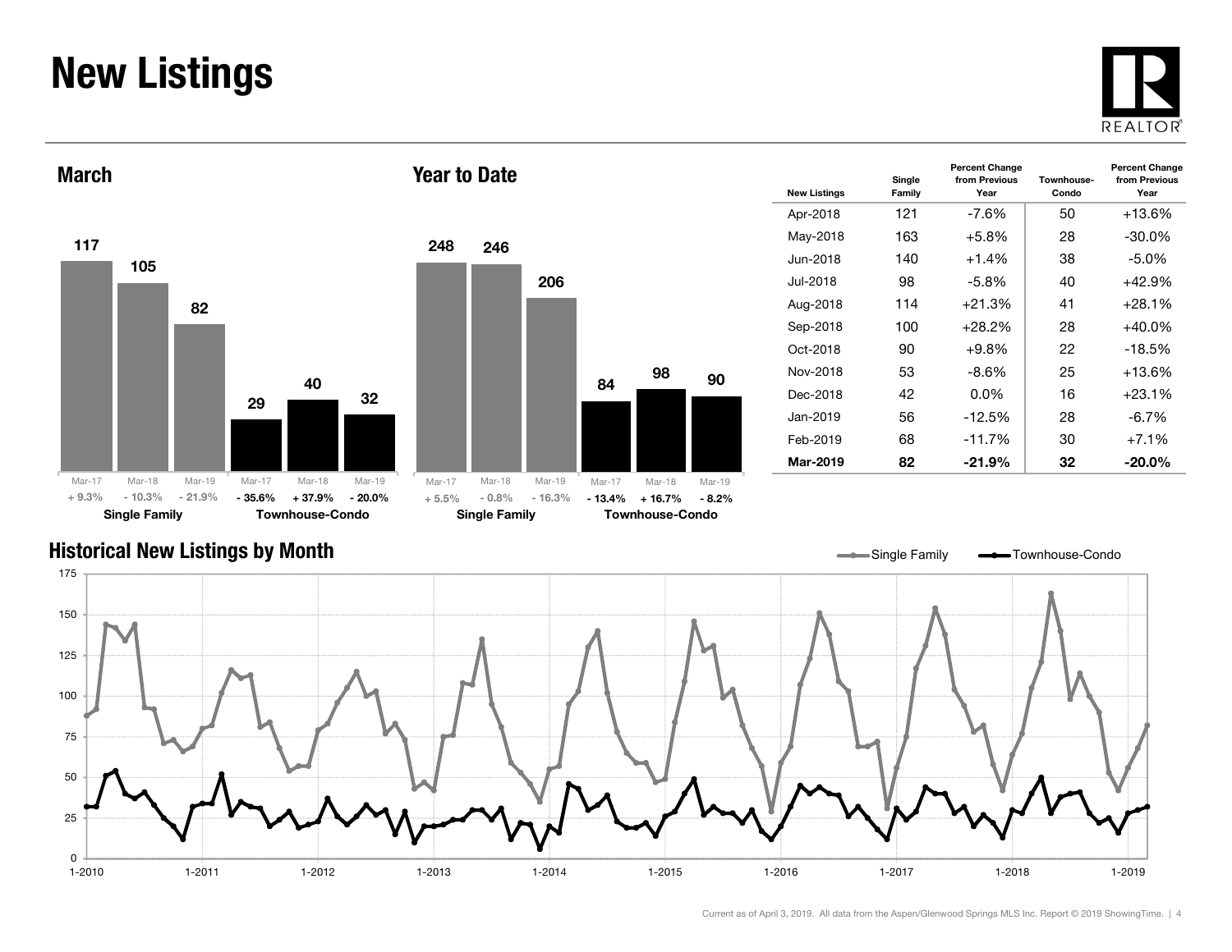# New Listings

## March

| | Mar-17 | Mar-18 | Mar-19 |
|---|---|---|---|
| Single Family | 117 | 105 | 82 |
| | + 9.3% | - 10.3% | - 21.9% |
| Townhouse-Condo | 29 | 40 | 32 |
| | - 35.6% | + 37.9% | - 20.0% |

## Year to Date

| | Mar-17 | Mar-18 | Mar-19 |
|---|---|---|---|
| Single Family | 248 | 246 | 206 |
| | + 5.5% | - 0.8% | - 16.3% |
| Townhouse-Condo | 84 | 98 | 90 |
| | - 13.4% | + 16.7% | - 8.2% |

| New Listings | Single Family | Percent Change from Previous Year | Townhouse-Condo | Percent Change from Previous Year |
|---|---|---|---|---|
| Apr-2018 | 121 | -7.6% | 50 | +13.6% |
| May-2018 | 163 | +5.8% | 28 | -30.0% |
| Jun-2018 | 140 | +1.4% | 38 | -5.0% |
| Jul-2018 | 98 | -5.8% | 40 | +42.9% |
| Aug-2018 | 114 | +21.3% | 41 | +28.1% |
| Sep-2018 | 100 | +28.2% | 28 | +40.0% |
| Oct-2018 | 90 | +9.8% | 22 | -18.5% |
| Nov-2018 | 53 | -8.6% | 25 | +13.6% |
| Dec-2018 | 42 | 0.0% | 16 | +23.1% |
| Jan-2019 | 56 | -12.5% | 28 | -6.7% |
| Feb-2019 | 68 | -11.7% | 30 | +7.1% |
| **Mar-2019** | **82** | **-21.9%** | **32** | **-20.0%** |

## Historical New Listings by Month

Single Family — Townhouse-Condo

Current as of April 3, 2019. All data from the Aspen/Glenwood Springs MLS Inc. Report © 2019 ShowingTime.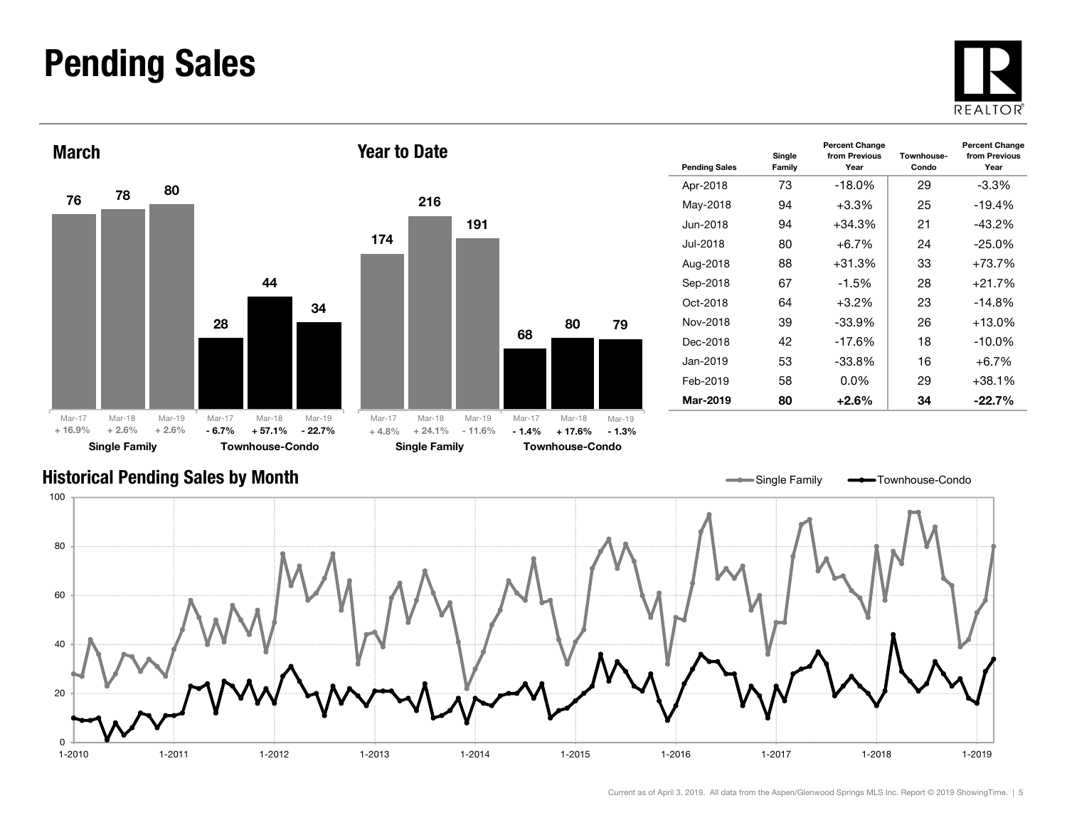# Pending Sales

## March

| | Mar-17 | Mar-18 | Mar-19 |
|---|---|---|---|
| Single Family | 76 | 78 | 80 |
| Percent Change | + 16.9% | + 2.6% | + 2.6% |
| Townhouse-Condo | 28 | 44 | 34 |
| Percent Change | - 6.7% | + 57.1% | - 22.7% |

## Year to Date

| | Mar-17 | Mar-18 | Mar-19 |
|---|---|---|---|
| Single Family | 174 | 216 | 191 |
| Percent Change | + 4.8% | + 24.1% | - 11.6% |
| Townhouse-Condo | 68 | 80 | 79 |
| Percent Change | - 1.4% | + 17.6% | - 1.3% |

| Pending Sales | Single Family | Percent Change from Previous Year | Townhouse-Condo | Percent Change from Previous Year |
|---|---|---|---|---|
| Apr-2018 | 73 | -18.0% | 29 | -3.3% |
| May-2018 | 94 | +3.3% | 25 | -19.4% |
| Jun-2018 | 94 | +34.3% | 21 | -43.2% |
| Jul-2018 | 80 | +6.7% | 24 | -25.0% |
| Aug-2018 | 88 | +31.3% | 33 | +73.7% |
| Sep-2018 | 67 | -1.5% | 28 | +21.7% |
| Oct-2018 | 64 | +3.2% | 23 | -14.8% |
| Nov-2018 | 39 | -33.9% | 26 | +13.0% |
| Dec-2018 | 42 | -17.6% | 18 | -10.0% |
| Jan-2019 | 53 | -33.8% | 16 | +6.7% |
| Feb-2019 | 58 | 0.0% | 29 | +38.1% |
| **Mar-2019** | **80** | **+2.6%** | **34** | **-22.7%** |

## Historical Pending Sales by Month

Current as of April 3, 2019. All data from the Aspen/Glenwood Springs MLS Inc. Report © 2019 ShowingTime.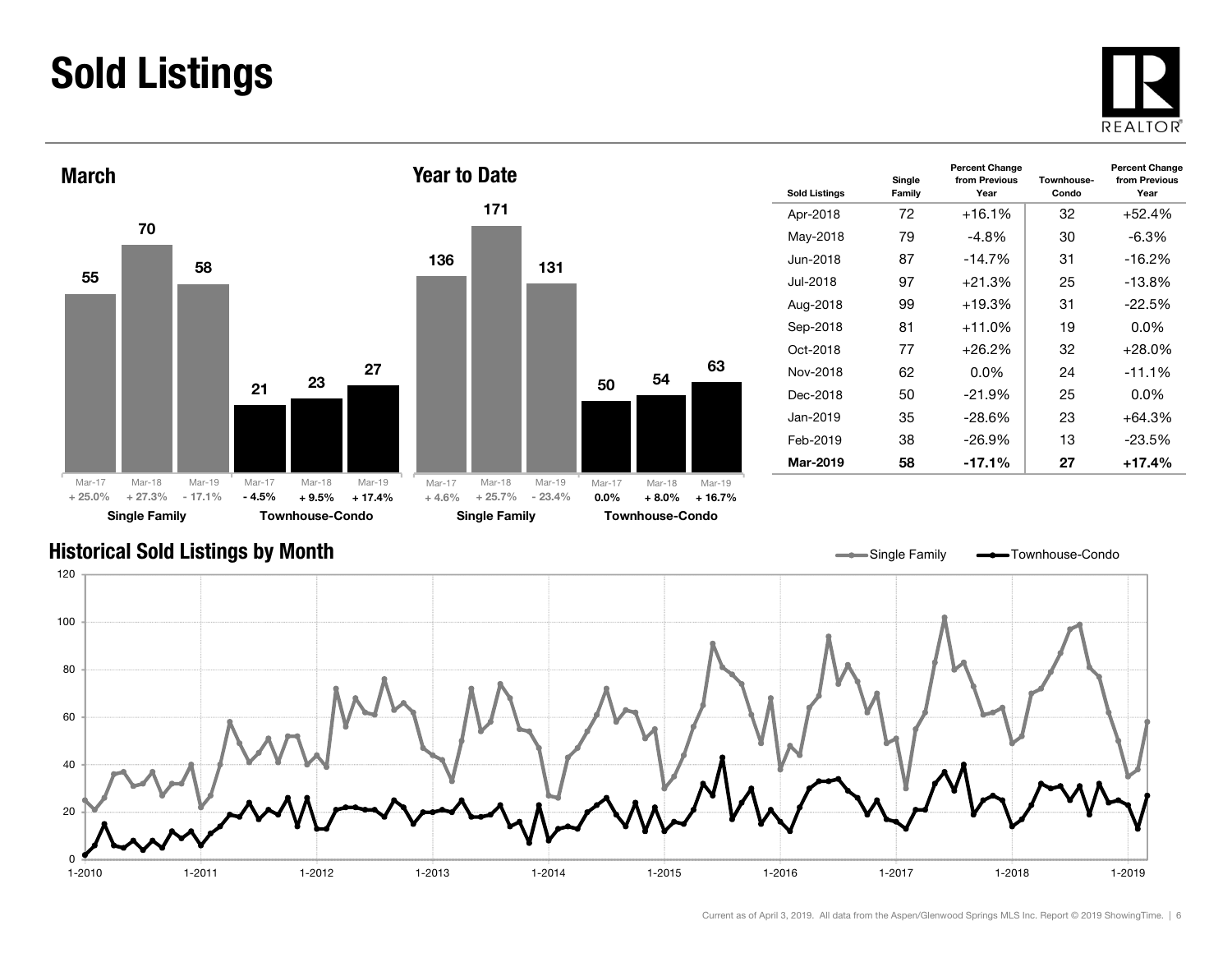# Sold Listings

## March

| | Mar-17 | Mar-18 | Mar-19 |
|---|---|---|---|
| Single Family | 55 | 70 | 58 |
| | + 25.0% | + 27.3% | - 17.1% |
| Townhouse-Condo | 21 | 23 | 27 |
| | - 4.5% | + 9.5% | + 17.4% |

## Year to Date

| | Mar-17 | Mar-18 | Mar-19 |
|---|---|---|---|
| Single Family | 136 | 171 | 131 |
| | + 4.6% | + 25.7% | - 23.4% |
| Townhouse-Condo | 50 | 54 | 63 |
| | 0.0% | + 8.0% | + 16.7% |

| Sold Listings | Single Family | Percent Change from Previous Year | Townhouse-Condo | Percent Change from Previous Year |
|---|---|---|---|---|
| Apr-2018 | 72 | +16.1% | 32 | +52.4% |
| May-2018 | 79 | -4.8% | 30 | -6.3% |
| Jun-2018 | 87 | -14.7% | 31 | -16.2% |
| Jul-2018 | 97 | +21.3% | 25 | -13.8% |
| Aug-2018 | 99 | +19.3% | 31 | -22.5% |
| Sep-2018 | 81 | +11.0% | 19 | 0.0% |
| Oct-2018 | 77 | +26.2% | 32 | +28.0% |
| Nov-2018 | 62 | 0.0% | 24 | -11.1% |
| Dec-2018 | 50 | -21.9% | 25 | 0.0% |
| Jan-2019 | 35 | -28.6% | 23 | +64.3% |
| Feb-2019 | 38 | -26.9% | 13 | -23.5% |
| **Mar-2019** | **58** | **-17.1%** | **27** | **+17.4%** |

## Historical Sold Listings by Month

Single Family — Townhouse-Condo

Current as of April 3, 2019. All data from the Aspen/Glenwood Springs MLS Inc. Report © 2019 ShowingTime.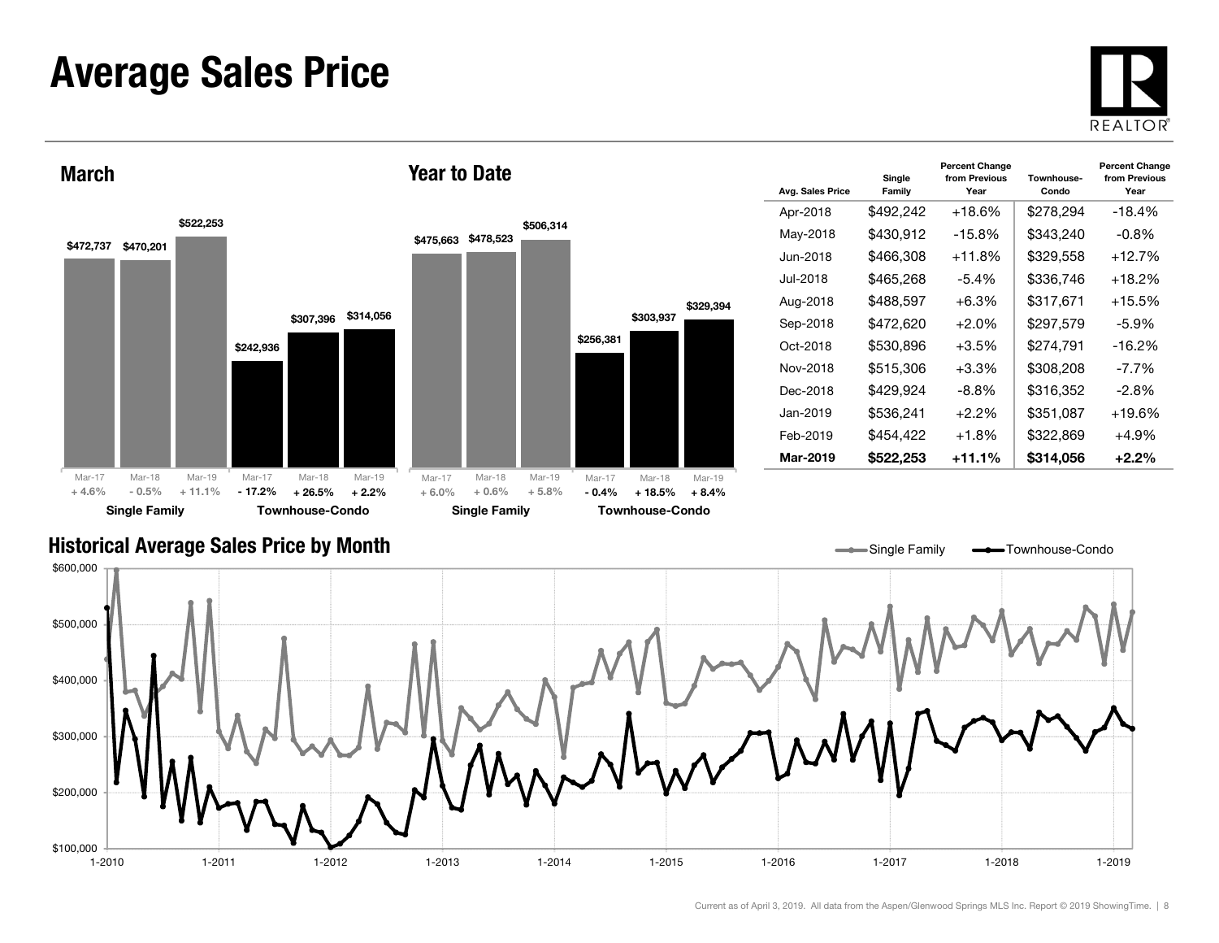# Average Sales Price

## March

| | Mar-17 | Mar-18 | Mar-19 |
|---|---|---|---|
| Single Family | $472,737 | $470,201 | $522,253 |
| Percent Change | + 4.6% | - 0.5% | + 11.1% |
| Townhouse-Condo | $242,936 | $307,396 | $314,056 |
| Percent Change | - 17.2% | + 26.5% | + 2.2% |

## Year to Date

| | Mar-17 | Mar-18 | Mar-19 |
|---|---|---|---|
| Single Family | $475,663 | $478,523 | $506,314 |
| Percent Change | + 6.0% | + 0.6% | + 5.8% |
| Townhouse-Condo | $256,381 | $303,937 | $329,394 |
| Percent Change | - 0.4% | + 18.5% | + 8.4% |

| Avg. Sales Price | Single Family | Percent Change from Previous Year | Townhouse-Condo | Percent Change from Previous Year |
|---|---|---|---|---|
| Apr-2018 | $492,242 | +18.6% | $278,294 | -18.4% |
| May-2018 | $430,912 | -15.8% | $343,240 | -0.8% |
| Jun-2018 | $466,308 | +11.8% | $329,558 | +12.7% |
| Jul-2018 | $465,268 | -5.4% | $336,746 | +18.2% |
| Aug-2018 | $488,597 | +6.3% | $317,671 | +15.5% |
| Sep-2018 | $472,620 | +2.0% | $297,579 | -5.9% |
| Oct-2018 | $530,896 | +3.5% | $274,791 | -16.2% |
| Nov-2018 | $515,306 | +3.3% | $308,208 | -7.7% |
| Dec-2018 | $429,924 | -8.8% | $316,352 | -2.8% |
| Jan-2019 | $536,241 | +2.2% | $351,087 | +19.6% |
| Feb-2019 | $454,422 | +1.8% | $322,869 | +4.9% |
| **Mar-2019** | **$522,253** | **+11.1%** | **$314,056** | **+2.2%** |

## Historical Average Sales Price by Month

Current as of April 3, 2019. All data from the Aspen/Glenwood Springs MLS Inc. Report © 2019 ShowingTime.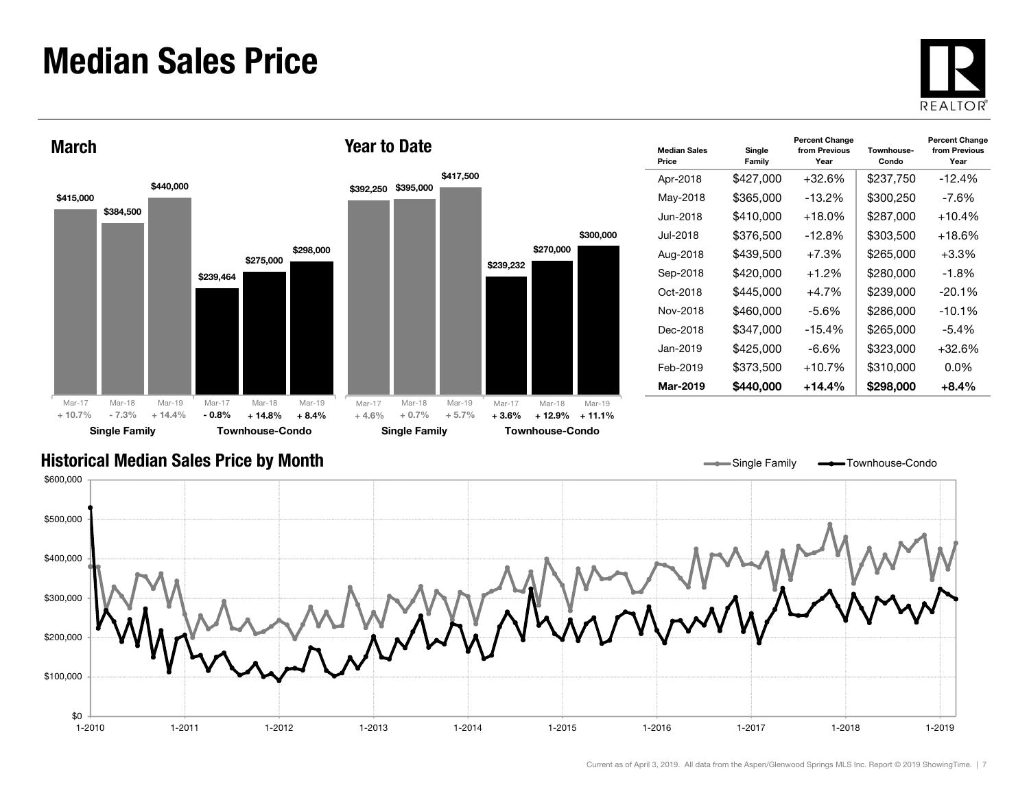# Median Sales Price

## March

| | Mar-17 | Mar-18 | Mar-19 |
|---|---|---|---|
| Single Family | $415,000 | $384,500 | $440,000 |
| | + 10.7% | - 7.3% | + 14.4% |
| Townhouse-Condo | $239,464 | $275,000 | $298,000 |
| | - 0.8% | + 14.8% | + 8.4% |

## Year to Date

| | Mar-17 | Mar-18 | Mar-19 |
|---|---|---|---|
| Single Family | $392,250 | $395,000 | $417,500 |
| | + 4.6% | + 0.7% | + 5.7% |
| Townhouse-Condo | $239,232 | $270,000 | $300,000 |
| | + 3.6% | + 12.9% | + 11.1% |

| Median Sales Price | Single Family | Percent Change from Previous Year | Townhouse-Condo | Percent Change from Previous Year |
|---|---|---|---|---|
| Apr-2018 | $427,000 | +32.6% | $237,750 | -12.4% |
| May-2018 | $365,000 | -13.2% | $300,250 | -7.6% |
| Jun-2018 | $410,000 | +18.0% | $287,000 | +10.4% |
| Jul-2018 | $376,500 | -12.8% | $303,500 | +18.6% |
| Aug-2018 | $439,500 | +7.3% | $265,000 | +3.3% |
| Sep-2018 | $420,000 | +1.2% | $280,000 | -1.8% |
| Oct-2018 | $445,000 | +4.7% | $239,000 | -20.1% |
| Nov-2018 | $460,000 | -5.6% | $286,000 | -10.1% |
| Dec-2018 | $347,000 | -15.4% | $265,000 | -5.4% |
| Jan-2019 | $425,000 | -6.6% | $323,000 | +32.6% |
| Feb-2019 | $373,500 | +10.7% | $310,000 | 0.0% |
| **Mar-2019** | **$440,000** | **+14.4%** | **$298,000** | **+8.4%** |

## Historical Median Sales Price by Month

Current as of April 3, 2019. All data from the Aspen/Glenwood Springs MLS Inc. Report © 2019 ShowingTime.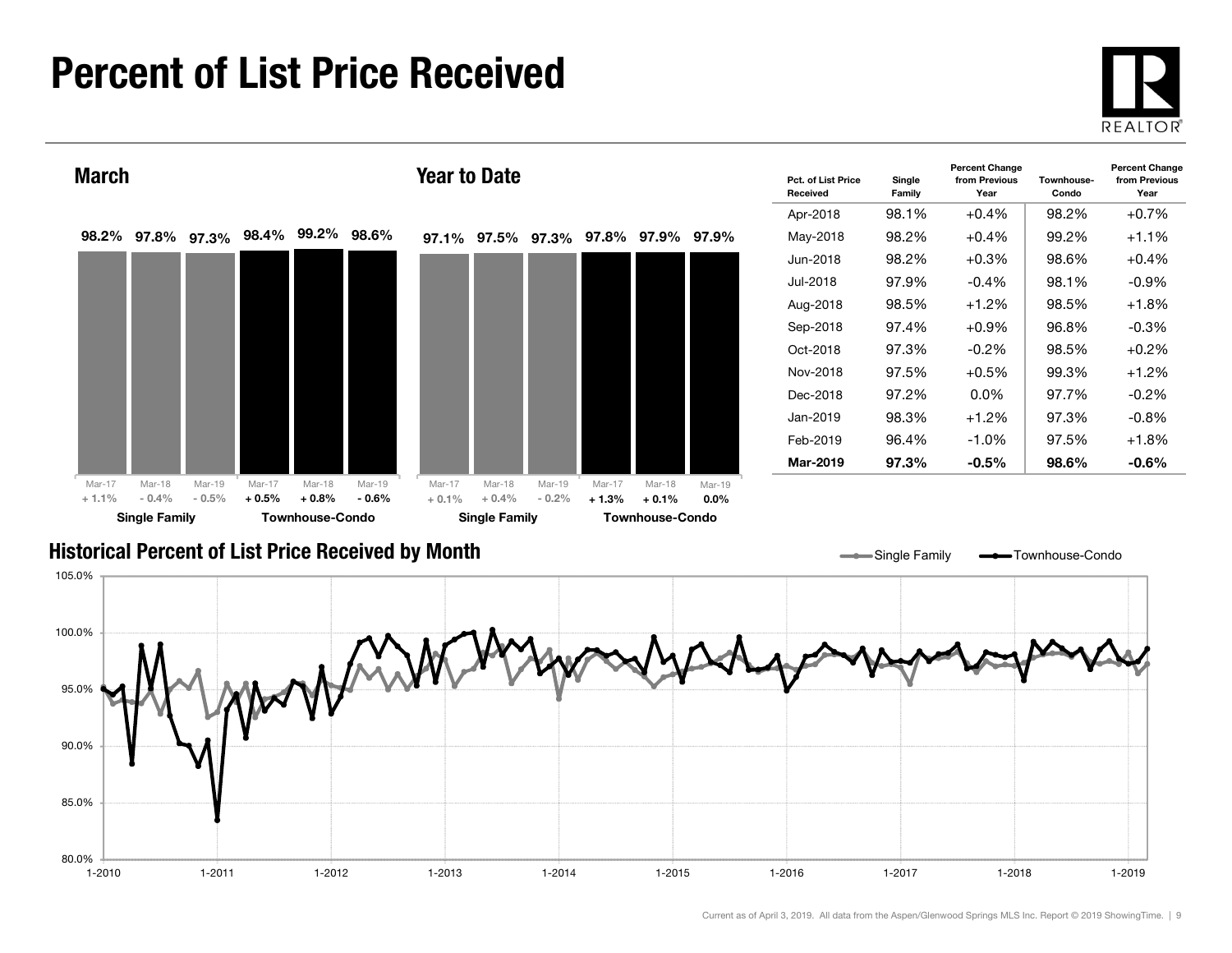# Percent of List Price Received

## March

| | Mar-17 | Mar-18 | Mar-19 |
|---|---|---|---|
| Single Family | 98.2% | 97.8% | 97.3% |
| Change | + 1.1% | - 0.4% | - 0.5% |
| Townhouse-Condo | 98.4% | 99.2% | 98.6% |
| Change | + 0.5% | + 0.8% | - 0.6% |

## Year to Date

| | Mar-17 | Mar-18 | Mar-19 |
|---|---|---|---|
| Single Family | 97.1% | 97.5% | 97.3% |
| Change | + 0.1% | + 0.4% | - 0.2% |
| Townhouse-Condo | 97.8% | 97.9% | 97.9% |
| Change | + 1.3% | + 0.1% | 0.0% |

| Pct. of List Price Received | Single Family | Percent Change from Previous Year | Townhouse-Condo | Percent Change from Previous Year |
|---|---|---|---|---|
| Apr-2018 | 98.1% | +0.4% | 98.2% | +0.7% |
| May-2018 | 98.2% | +0.4% | 99.2% | +1.1% |
| Jun-2018 | 98.2% | +0.3% | 98.6% | +0.4% |
| Jul-2018 | 97.9% | -0.4% | 98.1% | -0.9% |
| Aug-2018 | 98.5% | +1.2% | 98.5% | +1.8% |
| Sep-2018 | 97.4% | +0.9% | 96.8% | -0.3% |
| Oct-2018 | 97.3% | -0.2% | 98.5% | +0.2% |
| Nov-2018 | 97.5% | +0.5% | 99.3% | +1.2% |
| Dec-2018 | 97.2% | 0.0% | 97.7% | -0.2% |
| Jan-2019 | 98.3% | +1.2% | 97.3% | -0.8% |
| Feb-2019 | 96.4% | -1.0% | 97.5% | +1.8% |
| **Mar-2019** | **97.3%** | **-0.5%** | **98.6%** | **-0.6%** |

## Historical Percent of List Price Received by Month

Single Family — Townhouse-Condo

Current as of April 3, 2019. All data from the Aspen/Glenwood Springs MLS Inc. Report © 2019 ShowingTime.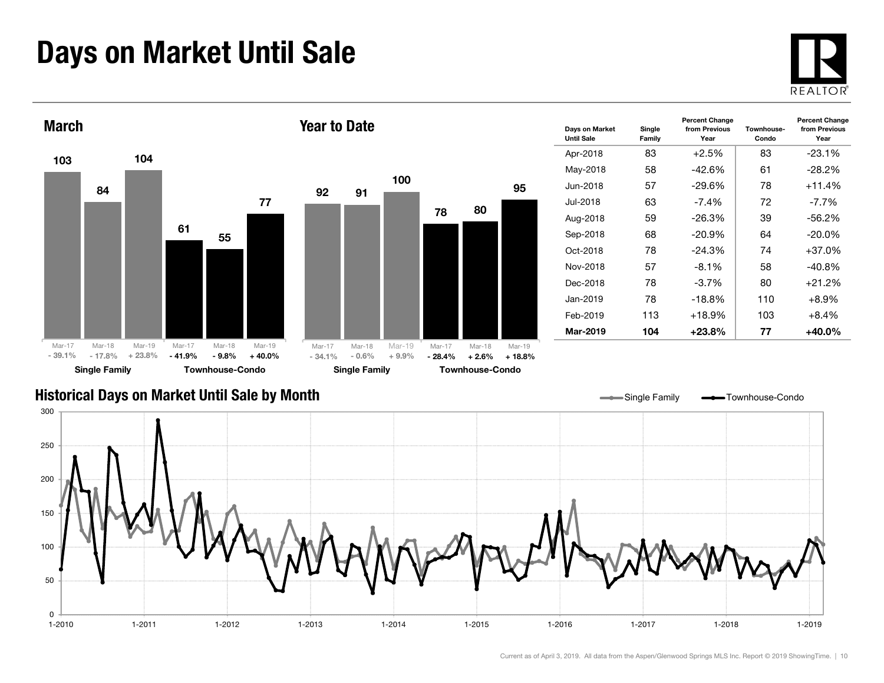# Days on Market Until Sale

## March

| | Mar-17 | Mar-18 | Mar-19 |
|---|---|---|---|
| Single Family | 103 | 84 | 104 |
| Percent Change | - 39.1% | - 17.8% | + 23.8% |
| Townhouse-Condo | 61 | 55 | 77 |
| Percent Change | - 41.9% | - 9.8% | + 40.0% |

## Year to Date

| | Mar-17 | Mar-18 | Mar-19 |
|---|---|---|---|
| Single Family | 92 | 91 | 100 |
| Percent Change | - 34.1% | - 0.6% | + 9.9% |
| Townhouse-Condo | 78 | 80 | 95 |
| Percent Change | - 28.4% | + 2.6% | + 18.8% |

| Days on Market Until Sale | Single Family | Percent Change from Previous Year | Townhouse-Condo | Percent Change from Previous Year |
|---|---|---|---|---|
| Apr-2018 | 83 | +2.5% | 83 | -23.1% |
| May-2018 | 58 | -42.6% | 61 | -28.2% |
| Jun-2018 | 57 | -29.6% | 78 | +11.4% |
| Jul-2018 | 63 | -7.4% | 72 | -7.7% |
| Aug-2018 | 59 | -26.3% | 39 | -56.2% |
| Sep-2018 | 68 | -20.9% | 64 | -20.0% |
| Oct-2018 | 78 | -24.3% | 74 | +37.0% |
| Nov-2018 | 57 | -8.1% | 58 | -40.8% |
| Dec-2018 | 78 | -3.7% | 80 | +21.2% |
| Jan-2019 | 78 | -18.8% | 110 | +8.9% |
| Feb-2019 | 113 | +18.9% | 103 | +8.4% |
| **Mar-2019** | **104** | **+23.8%** | **77** | **+40.0%** |

## Historical Days on Market Until Sale by Month

Single Family — Townhouse-Condo

Current as of April 3, 2019. All data from the Aspen/Glenwood Springs MLS Inc. Report © 2019 ShowingTime.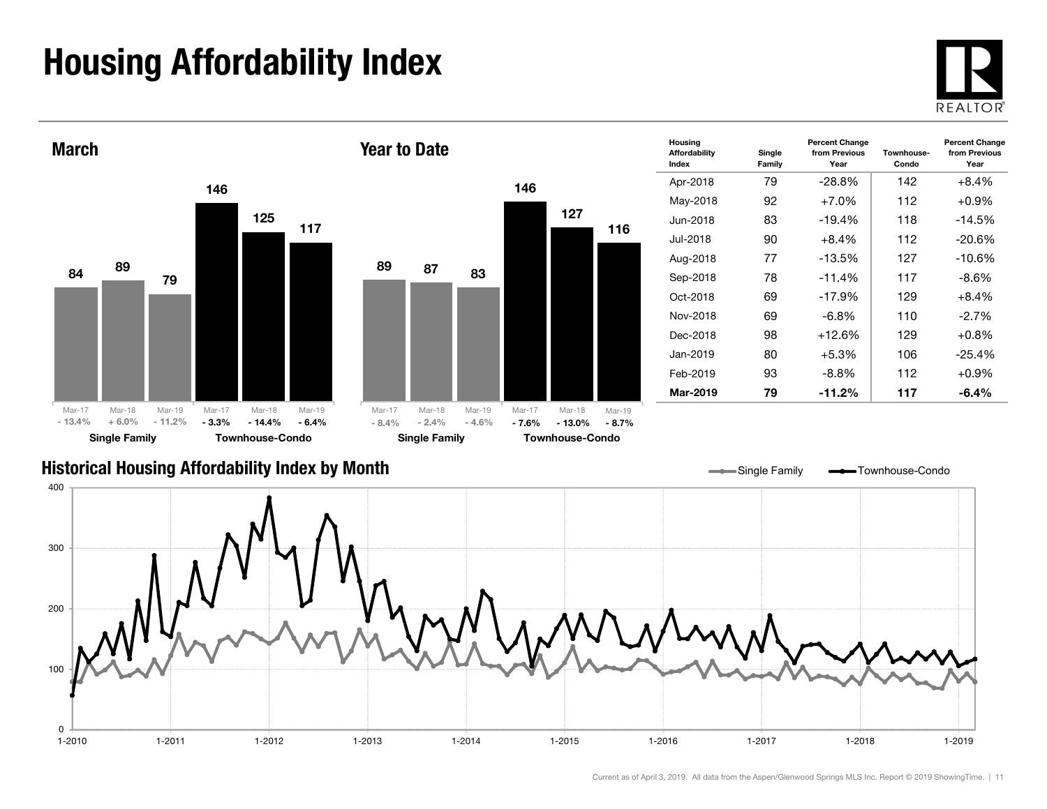# Housing Affordability Index

## March

| | Mar-17 | Mar-18 | Mar-19 |
|---|---|---|---|
| Single Family | 84 | 89 | 79 |
| | - 13.4% | + 6.0% | - 11.2% |
| Townhouse-Condo | 146 | 125 | 117 |
| | - 3.3% | - 14.4% | - 6.4% |

## Year to Date

| | Mar-17 | Mar-18 | Mar-19 |
|---|---|---|---|
| Single Family | 89 | 87 | 83 |
| | - 8.4% | - 2.4% | - 4.6% |
| Townhouse-Condo | 146 | 127 | 116 |
| | - 7.6% | - 13.0% | - 8.7% |

| Housing Affordability Index | Single Family | Percent Change from Previous Year | Townhouse-Condo | Percent Change from Previous Year |
|---|---|---|---|---|
| Apr-2018 | 79 | -28.8% | 142 | +8.4% |
| May-2018 | 92 | +7.0% | 112 | +0.9% |
| Jun-2018 | 83 | -19.4% | 118 | -14.5% |
| Jul-2018 | 90 | +8.4% | 112 | -20.6% |
| Aug-2018 | 77 | -13.5% | 127 | -10.6% |
| Sep-2018 | 78 | -11.4% | 117 | -8.6% |
| Oct-2018 | 69 | -17.9% | 129 | +8.4% |
| Nov-2018 | 69 | -6.8% | 110 | -2.7% |
| Dec-2018 | 98 | +12.6% | 129 | +0.8% |
| Jan-2019 | 80 | +5.3% | 106 | -25.4% |
| Feb-2019 | 93 | -8.8% | 112 | +0.9% |
| **Mar-2019** | **79** | **-11.2%** | **117** | **-6.4%** |

## Historical Housing Affordability Index by Month

Single Family — Townhouse-Condo

Current as of April 3, 2019. All data from the Aspen/Glenwood Springs MLS Inc. Report © 2019 ShowingTime.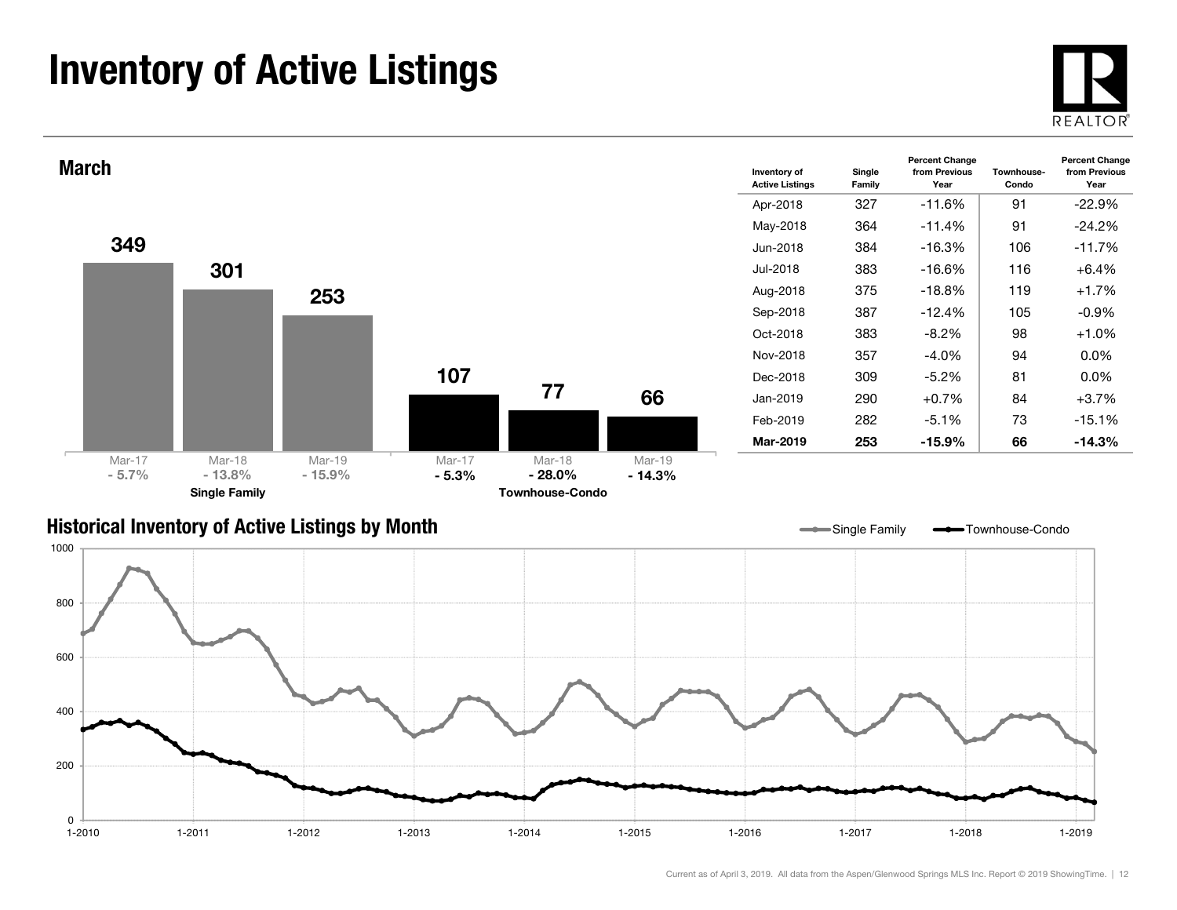# Inventory of Active Listings

## March

| | Mar-17 | Mar-18 | Mar-19 |
|---|---|---|---|
| Single Family | 349 | 301 | 253 |
| Percent change | - 5.7% | - 13.8% | - 15.9% |
| Townhouse-Condo | 107 | 77 | 66 |
| Percent change | - 5.3% | - 28.0% | - 14.3% |

| Inventory of Active Listings | Single Family | Percent Change from Previous Year | Townhouse-Condo | Percent Change from Previous Year |
|---|---|---|---|---|
| Apr-2018 | 327 | -11.6% | 91 | -22.9% |
| May-2018 | 364 | -11.4% | 91 | -24.2% |
| Jun-2018 | 384 | -16.3% | 106 | -11.7% |
| Jul-2018 | 383 | -16.6% | 116 | +6.4% |
| Aug-2018 | 375 | -18.8% | 119 | +1.7% |
| Sep-2018 | 387 | -12.4% | 105 | -0.9% |
| Oct-2018 | 383 | -8.2% | 98 | +1.0% |
| Nov-2018 | 357 | -4.0% | 94 | 0.0% |
| Dec-2018 | 309 | -5.2% | 81 | 0.0% |
| Jan-2019 | 290 | +0.7% | 84 | +3.7% |
| Feb-2019 | 282 | -5.1% | 73 | -15.1% |
| **Mar-2019** | **253** | **-15.9%** | **66** | **-14.3%** |

## Historical Inventory of Active Listings by Month

Single Family — Townhouse-Condo

Current as of April 3, 2019. All data from the Aspen/Glenwood Springs MLS Inc. Report © 2019 ShowingTime.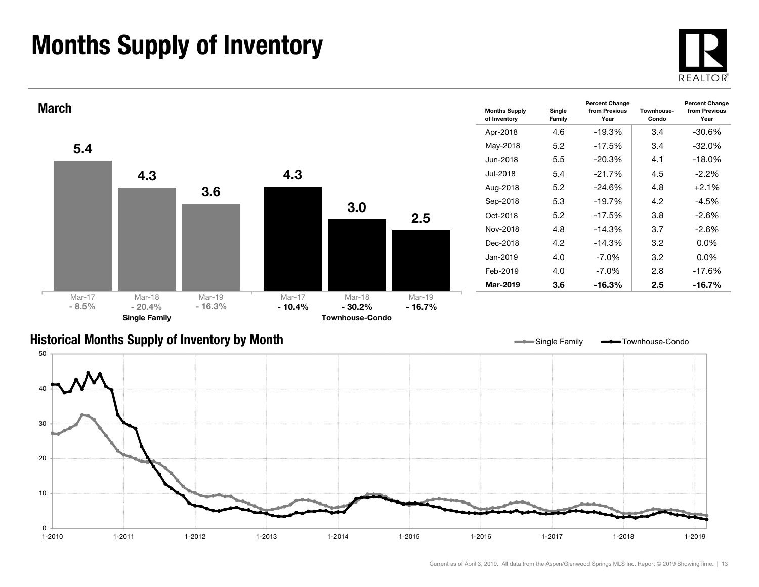# Months Supply of Inventory

## March

| | Mar-17 | Mar-18 | Mar-19 |
|---|---|---|---|
| Single Family | 5.4 | 4.3 | 3.6 |
| Percent Change | - 8.5% | - 20.4% | - 16.3% |
| Townhouse-Condo | 4.3 | 3.0 | 2.5 |
| Percent Change | - 10.4% | - 30.2% | - 16.7% |

| Months Supply of Inventory | Single Family | Percent Change from Previous Year | Townhouse-Condo | Percent Change from Previous Year |
|---|---|---|---|---|
| Apr-2018 | 4.6 | -19.3% | 3.4 | -30.6% |
| May-2018 | 5.2 | -17.5% | 3.4 | -32.0% |
| Jun-2018 | 5.5 | -20.3% | 4.1 | -18.0% |
| Jul-2018 | 5.4 | -21.7% | 4.5 | -2.2% |
| Aug-2018 | 5.2 | -24.6% | 4.8 | +2.1% |
| Sep-2018 | 5.3 | -19.7% | 4.2 | -4.5% |
| Oct-2018 | 5.2 | -17.5% | 3.8 | -2.6% |
| Nov-2018 | 4.8 | -14.3% | 3.7 | -2.6% |
| Dec-2018 | 4.2 | -14.3% | 3.2 | 0.0% |
| Jan-2019 | 4.0 | -7.0% | 3.2 | 0.0% |
| Feb-2019 | 4.0 | -7.0% | 2.8 | -17.6% |
| **Mar-2019** | **3.6** | **-16.3%** | **2.5** | **-16.7%** |

## Historical Months Supply of Inventory by Month

Current as of April 3, 2019. All data from the Aspen/Glenwood Springs MLS Inc. Report © 2019 ShowingTime.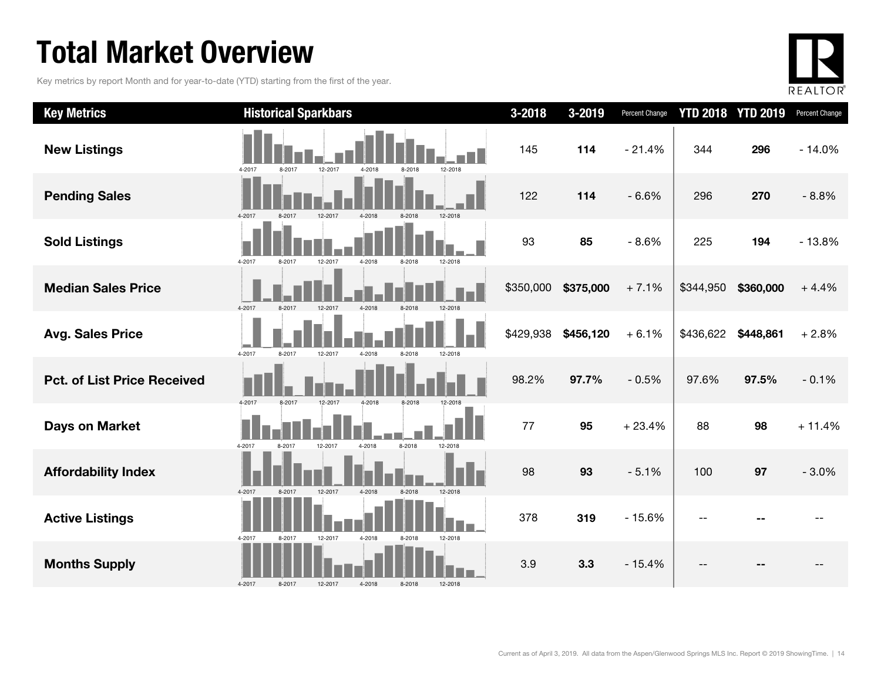# Total Market Overview

Key metrics by report Month and for year-to-date (YTD) starting from the first of the year.

| Key Metrics | Historical Sparkbars | 3-2018 | 3-2019 | Percent Change | YTD 2018 | YTD 2019 | Percent Change |
|---|---|---|---|---|---|---|---|
| New Listings | 4-2017 8-2017 12-2017 4-2018 8-2018 12-2018 | 145 | **114** | - 21.4% | 344 | **296** | - 14.0% |
| Pending Sales | 4-2017 8-2017 12-2017 4-2018 8-2018 12-2018 | 122 | **114** | - 6.6% | 296 | **270** | - 8.8% |
| Sold Listings | 4-2017 8-2017 12-2017 4-2018 8-2018 12-2018 | 93 | **85** | - 8.6% | 225 | **194** | - 13.8% |
| Median Sales Price | 4-2017 8-2017 12-2017 4-2018 8-2018 12-2018 | $350,000 | **$375,000** | + 7.1% | $344,950 | **$360,000** | + 4.4% |
| Avg. Sales Price | 4-2017 8-2017 12-2017 4-2018 8-2018 12-2018 | $429,938 | **$456,120** | + 6.1% | $436,622 | **$448,861** | + 2.8% |
| Pct. of List Price Received | 4-2017 8-2017 12-2017 4-2018 8-2018 12-2018 | 98.2% | **97.7%** | - 0.5% | 97.6% | **97.5%** | - 0.1% |
| Days on Market | 4-2017 8-2017 12-2017 4-2018 8-2018 12-2018 | 77 | **95** | + 23.4% | 88 | **98** | + 11.4% |
| Affordability Index | 4-2017 8-2017 12-2017 4-2018 8-2018 12-2018 | 98 | **93** | - 5.1% | 100 | **97** | - 3.0% |
| Active Listings | 4-2017 8-2017 12-2017 4-2018 8-2018 12-2018 | 378 | **319** | - 15.6% | -- | **--** | -- |
| Months Supply | 4-2017 8-2017 12-2017 4-2018 8-2018 12-2018 | 3.9 | **3.3** | - 15.4% | -- | **--** | -- |

Current as of April 3, 2019. All data from the Aspen/Glenwood Springs MLS Inc. Report © 2019 ShowingTime.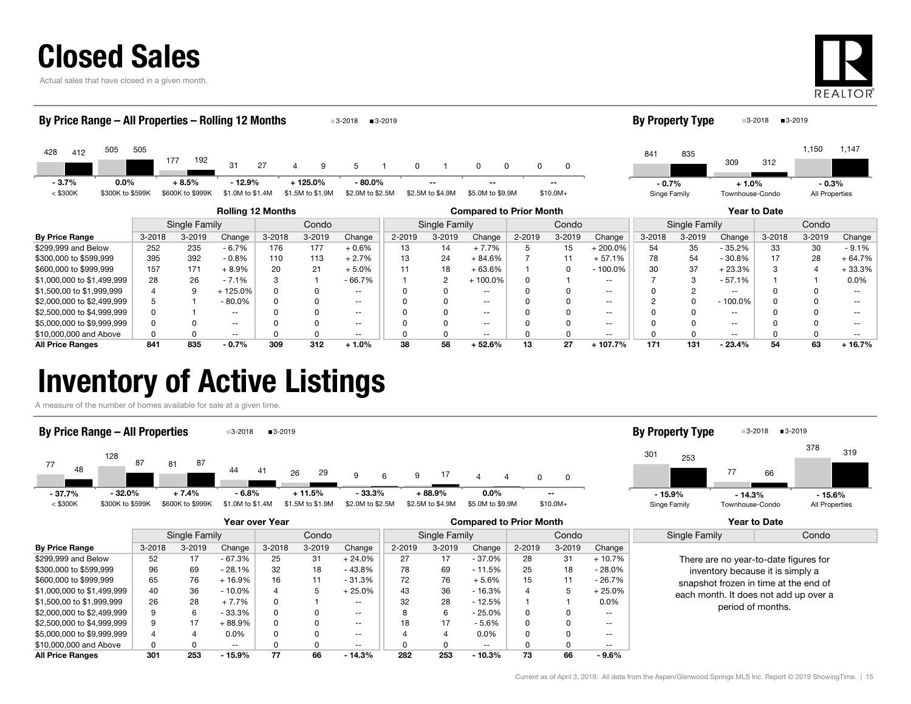# Closed Sales

Actual sales that have closed in a given month.

## By Price Range – All Properties – Rolling 12 Months

| | < $300K | $300K to $599K | $600K to $999K | $1.0M to $1.4M | $1.5M to $1.9M | $2.0M to $2.5M | $2.5M to $4.9M | $5.0M to $9.9M | $10.0M+ |
|---|---|---|---|---|---|---|---|---|---|
| 3-2018 | 428 | 505 | 177 | 31 | 4 | 5 | 0 | 0 | 0 |
| 3-2019 | 412 | 505 | 192 | 27 | 9 | 1 | 1 | 0 | 0 |
| Change | - 3.7% | 0.0% | + 8.5% | - 12.9% | + 125.0% | - 80.0% | -- | -- | -- |

## By Property Type

| | Singe Family | Townhouse-Condo | All Properties |
|---|---|---|---|
| 3-2018 | 841 | 309 | 1,150 |
| 3-2019 | 835 | 312 | 1,147 |
| Change | - 0.7% | + 1.0% | - 0.3% |

| | Rolling 12 Months | | | | | | Compared to Prior Month | | | | | | Year to Date | | | | | |
|---|---|---|---|---|---|---|---|---|---|---|---|---|---|---|---|---|---|---|
| | Single Family | | | Condo | | | Single Family | | | Condo | | | Single Family | | | Condo | | |
| By Price Range | 3-2018 | 3-2019 | Change | 3-2018 | 3-2019 | Change | 2-2019 | 3-2019 | Change | 2-2019 | 3-2019 | Change | 3-2018 | 3-2019 | Change | 3-2018 | 3-2019 | Change |
| $299,999 and Below | 252 | 235 | - 6.7% | 176 | 177 | + 0.6% | 13 | 14 | + 7.7% | 5 | 15 | + 200.0% | 54 | 35 | - 35.2% | 33 | 30 | - 9.1% |
| $300,000 to $599,999 | 395 | 392 | - 0.8% | 110 | 113 | + 2.7% | 13 | 24 | + 84.6% | 7 | 11 | + 57.1% | 78 | 54 | - 30.8% | 17 | 28 | + 64.7% |
| $600,000 to $999,999 | 157 | 171 | + 8.9% | 20 | 21 | + 5.0% | 11 | 18 | + 63.6% | 1 | 0 | - 100.0% | 30 | 37 | + 23.3% | 3 | 4 | + 33.3% |
| $1,000,000 to $1,499,999 | 28 | 26 | - 7.1% | 3 | 1 | - 66.7% | 1 | 2 | + 100.0% | 0 | 1 | -- | 7 | 3 | - 57.1% | 1 | 1 | 0.0% |
| $1,500,00 to $1,999,999 | 4 | 9 | + 125.0% | 0 | 0 | -- | 0 | 0 | -- | 0 | 0 | -- | 0 | 2 | -- | 0 | 0 | -- |
| $2,000,000 to $2,499,999 | 5 | 1 | - 80.0% | 0 | 0 | -- | 0 | 0 | -- | 0 | 0 | -- | 2 | 0 | - 100.0% | 0 | 0 | -- |
| $2,500,000 to $4,999,999 | 0 | 1 | -- | 0 | 0 | -- | 0 | 0 | -- | 0 | 0 | -- | 0 | 0 | -- | 0 | 0 | -- |
| $5,000,000 to $9,999,999 | 0 | 0 | -- | 0 | 0 | -- | 0 | 0 | -- | 0 | 0 | -- | 0 | 0 | -- | 0 | 0 | -- |
| $10,000,000 and Above | 0 | 0 | -- | 0 | 0 | -- | 0 | 0 | -- | 0 | 0 | -- | 0 | 0 | -- | 0 | 0 | -- |
| **All Price Ranges** | **841** | **835** | **- 0.7%** | **309** | **312** | **+ 1.0%** | **38** | **58** | **+ 52.6%** | **13** | **27** | **+ 107.7%** | **171** | **131** | **- 23.4%** | **54** | **63** | **+ 16.7%** |

# Inventory of Active Listings

A measure of the number of homes available for sale at a given time.

## By Price Range – All Properties

| | < $300K | $300K to $599K | $600K to $999K | $1.0M to $1.4M | $1.5M to $1.9M | $2.0M to $2.5M | $2.5M to $4.9M | $5.0M to $9.9M | $10.0M+ |
|---|---|---|---|---|---|---|---|---|---|
| 3-2018 | 77 | 128 | 81 | 44 | 26 | 9 | 9 | 4 | 0 |
| 3-2019 | 48 | 87 | 87 | 41 | 29 | 6 | 17 | 4 | 0 |
| Change | - 37.7% | - 32.0% | + 7.4% | - 6.8% | + 11.5% | - 33.3% | + 88.9% | 0.0% | -- |

## By Property Type

| | Singe Family | Townhouse-Condo | All Properties |
|---|---|---|---|
| 3-2018 | 301 | 77 | 378 |
| 3-2019 | 253 | 66 | 319 |
| Change | - 15.9% | - 14.3% | - 15.6% |

| | Year over Year | | | | | | Compared to Prior Month | | | | | |
|---|---|---|---|---|---|---|---|---|---|---|---|---|
| | Single Family | | | Condo | | | Single Family | | | Condo | | |
| By Price Range | 3-2018 | 3-2019 | Change | 3-2018 | 3-2019 | Change | 2-2019 | 3-2019 | Change | 2-2019 | 3-2019 | Change |
| $299,999 and Below | 52 | 17 | - 67.3% | 25 | 31 | + 24.0% | 27 | 17 | - 37.0% | 28 | 31 | + 10.7% |
| $300,000 to $599,999 | 96 | 69 | - 28.1% | 32 | 18 | - 43.8% | 78 | 69 | - 11.5% | 25 | 18 | - 28.0% |
| $600,000 to $999,999 | 65 | 76 | + 16.9% | 16 | 11 | - 31.3% | 72 | 76 | + 5.6% | 15 | 11 | - 26.7% |
| $1,000,000 to $1,499,999 | 40 | 36 | - 10.0% | 4 | 5 | + 25.0% | 43 | 36 | - 16.3% | 4 | 5 | + 25.0% |
| $1,500,00 to $1,999,999 | 26 | 28 | + 7.7% | 0 | 1 | -- | 32 | 28 | - 12.5% | 1 | 1 | 0.0% |
| $2,000,000 to $2,499,999 | 9 | 6 | - 33.3% | 0 | 0 | -- | 8 | 6 | - 25.0% | 0 | 0 | -- |
| $2,500,000 to $4,999,999 | 9 | 17 | + 88.9% | 0 | 0 | -- | 18 | 17 | - 5.6% | 0 | 0 | -- |
| $5,000,000 to $9,999,999 | 4 | 4 | 0.0% | 0 | 0 | -- | 4 | 4 | 0.0% | 0 | 0 | -- |
| $10,000,000 and Above | 0 | 0 | -- | 0 | 0 | -- | 0 | 0 | -- | 0 | 0 | -- |
| **All Price Ranges** | **301** | **253** | **- 15.9%** | **77** | **66** | **- 14.3%** | **282** | **253** | **- 10.3%** | **73** | **66** | **- 9.6%** |

### Year to Date

| Single Family | Condo |
|---|---|

There are no year-to-date figures for inventory because it is simply a snapshot frozen in time at the end of each month. It does not add up over a period of months.

Current as of April 3, 2019. All data from the Aspen/Glenwood Springs MLS Inc. Report © 2019 ShowingTime.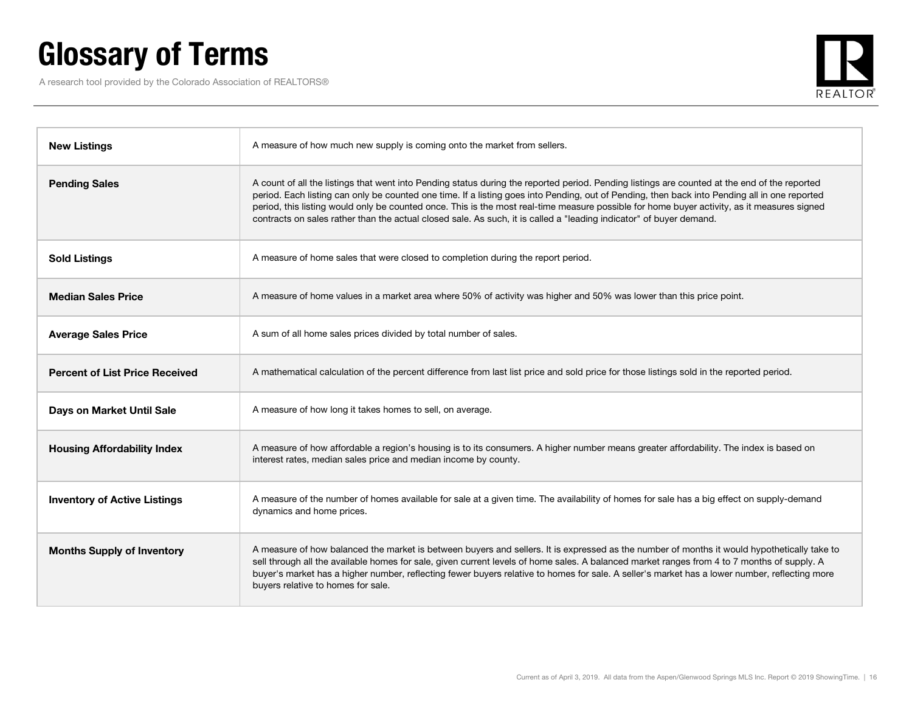# Glossary of Terms

A research tool provided by the Colorado Association of REALTORS®

| | |
|---|---|
| **New Listings** | A measure of how much new supply is coming onto the market from sellers. |
| **Pending Sales** | A count of all the listings that went into Pending status during the reported period. Pending listings are counted at the end of the reported period. Each listing can only be counted one time. If a listing goes into Pending, out of Pending, then back into Pending all in one reported period, this listing would only be counted once. This is the most real-time measure possible for home buyer activity, as it measures signed contracts on sales rather than the actual closed sale. As such, it is called a "leading indicator" of buyer demand. |
| **Sold Listings** | A measure of home sales that were closed to completion during the report period. |
| **Median Sales Price** | A measure of home values in a market area where 50% of activity was higher and 50% was lower than this price point. |
| **Average Sales Price** | A sum of all home sales prices divided by total number of sales. |
| **Percent of List Price Received** | A mathematical calculation of the percent difference from last list price and sold price for those listings sold in the reported period. |
| **Days on Market Until Sale** | A measure of how long it takes homes to sell, on average. |
| **Housing Affordability Index** | A measure of how affordable a region's housing is to its consumers. A higher number means greater affordability. The index is based on interest rates, median sales price and median income by county. |
| **Inventory of Active Listings** | A measure of the number of homes available for sale at a given time. The availability of homes for sale has a big effect on supply-demand dynamics and home prices. |
| **Months Supply of Inventory** | A measure of how balanced the market is between buyers and sellers. It is expressed as the number of months it would hypothetically take to sell through all the available homes for sale, given current levels of home sales. A balanced market ranges from 4 to 7 months of supply. A buyer's market has a higher number, reflecting fewer buyers relative to homes for sale. A seller's market has a lower number, reflecting more buyers relative to homes for sale. |

Current as of April 3, 2019. All data from the Aspen/Glenwood Springs MLS Inc. Report © 2019 ShowingTime.